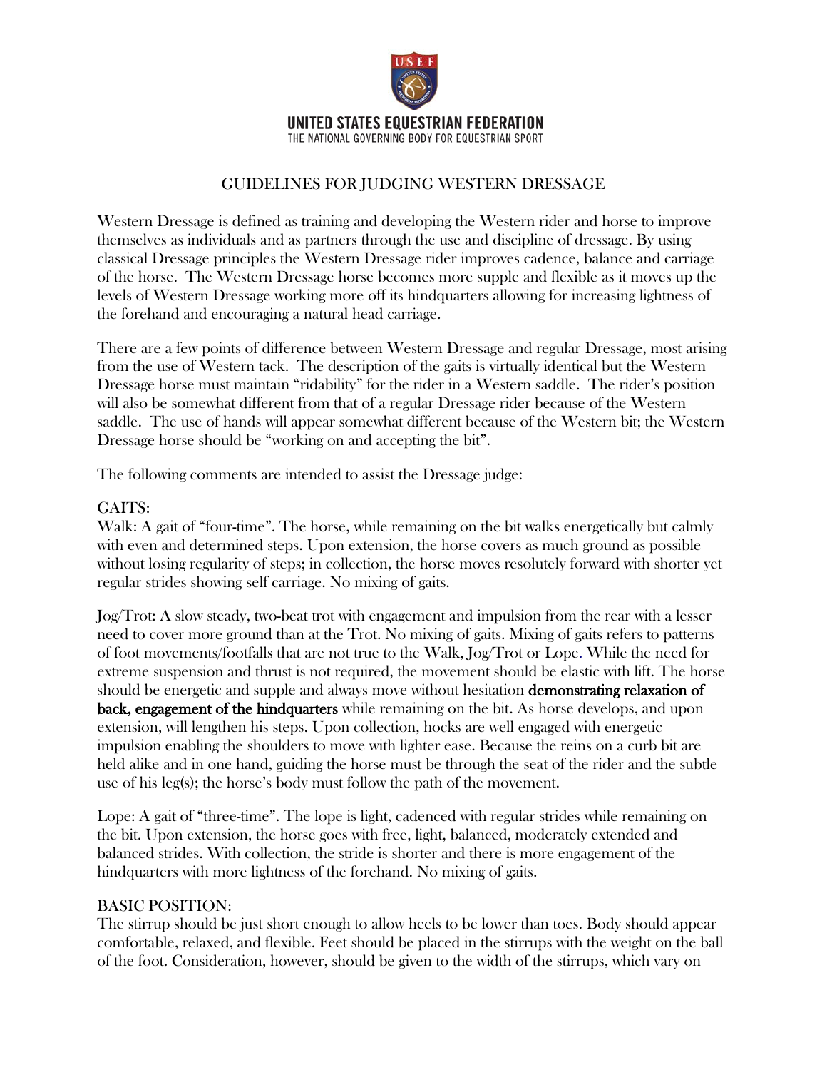UNITED STATES EQUESTRIAN FEDERATION
THE NATIONAL GOVERNING BODY FOR EQUESTRIAN SPORT

# GUIDELINES FOR JUDGING WESTERN DRESSAGE

Western Dressage is defined as training and developing the Western rider and horse to improve themselves as individuals and as partners through the use and discipline of dressage. By using classical Dressage principles the Western Dressage rider improves cadence, balance and carriage of the horse. The Western Dressage horse becomes more supple and flexible as it moves up the levels of Western Dressage working more off its hindquarters allowing for increasing lightness of the forehand and encouraging a natural head carriage.

There are a few points of difference between Western Dressage and regular Dressage, most arising from the use of Western tack. The description of the gaits is virtually identical but the Western Dressage horse must maintain "ridability" for the rider in a Western saddle. The rider's position will also be somewhat different from that of a regular Dressage rider because of the Western saddle. The use of hands will appear somewhat different because of the Western bit; the Western Dressage horse should be "working on and accepting the bit".

The following comments are intended to assist the Dressage judge:

## GAITS:

Walk: A gait of "four-time". The horse, while remaining on the bit walks energetically but calmly with even and determined steps. Upon extension, the horse covers as much ground as possible without losing regularity of steps; in collection, the horse moves resolutely forward with shorter yet regular strides showing self carriage. No mixing of gaits.

Jog/Trot: A slow-steady, two-beat trot with engagement and impulsion from the rear with a lesser need to cover more ground than at the Trot. No mixing of gaits. Mixing of gaits refers to patterns of foot movements/footfalls that are not true to the Walk, Jog/Trot or Lope. While the need for extreme suspension and thrust is not required, the movement should be elastic with lift. The horse should be energetic and supple and always move without hesitation **demonstrating relaxation of back, engagement of the hindquarters** while remaining on the bit. As horse develops, and upon extension, will lengthen his steps. Upon collection, hocks are well engaged with energetic impulsion enabling the shoulders to move with lighter ease. Because the reins on a curb bit are held alike and in one hand, guiding the horse must be through the seat of the rider and the subtle use of his leg(s); the horse's body must follow the path of the movement.

Lope: A gait of "three-time". The lope is light, cadenced with regular strides while remaining on the bit. Upon extension, the horse goes with free, light, balanced, moderately extended and balanced strides. With collection, the stride is shorter and there is more engagement of the hindquarters with more lightness of the forehand. No mixing of gaits.

## BASIC POSITION:

The stirrup should be just short enough to allow heels to be lower than toes. Body should appear comfortable, relaxed, and flexible. Feet should be placed in the stirrups with the weight on the ball of the foot. Consideration, however, should be given to the width of the stirrups, which vary on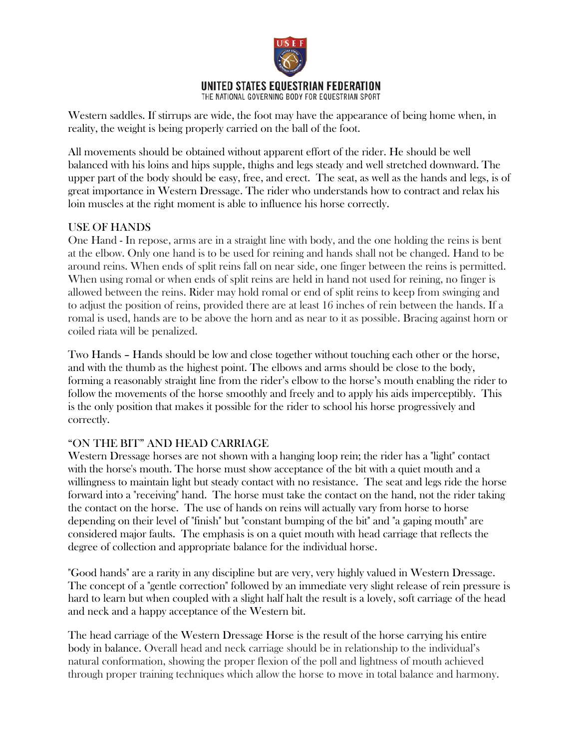Western saddles. If stirrups are wide, the foot may have the appearance of being home when, in reality, the weight is being properly carried on the ball of the foot.

All movements should be obtained without apparent effort of the rider. He should be well balanced with his loins and hips supple, thighs and legs steady and well stretched downward. The upper part of the body should be easy, free, and erect. The seat, as well as the hands and legs, is of great importance in Western Dressage. The rider who understands how to contract and relax his loin muscles at the right moment is able to influence his horse correctly.

## USE OF HANDS

One Hand - In repose, arms are in a straight line with body, and the one holding the reins is bent at the elbow. Only one hand is to be used for reining and hands shall not be changed. Hand to be around reins. When ends of split reins fall on near side, one finger between the reins is permitted. When using romal or when ends of split reins are held in hand not used for reining, no finger is allowed between the reins. Rider may hold romal or end of split reins to keep from swinging and to adjust the position of reins, provided there are at least 16 inches of rein between the hands. If a romal is used, hands are to be above the horn and as near to it as possible. Bracing against horn or coiled riata will be penalized.

Two Hands – Hands should be low and close together without touching each other or the horse, and with the thumb as the highest point. The elbows and arms should be close to the body, forming a reasonably straight line from the rider's elbow to the horse's mouth enabling the rider to follow the movements of the horse smoothly and freely and to apply his aids imperceptibly. This is the only position that makes it possible for the rider to school his horse progressively and correctly.

## "ON THE BIT" AND HEAD CARRIAGE

Western Dressage horses are not shown with a hanging loop rein; the rider has a "light" contact with the horse's mouth. The horse must show acceptance of the bit with a quiet mouth and a willingness to maintain light but steady contact with no resistance. The seat and legs ride the horse forward into a "receiving" hand. The horse must take the contact on the hand, not the rider taking the contact on the horse. The use of hands on reins will actually vary from horse to horse depending on their level of "finish" but "constant bumping of the bit" and "a gaping mouth" are considered major faults. The emphasis is on a quiet mouth with head carriage that reflects the degree of collection and appropriate balance for the individual horse.

"Good hands" are a rarity in any discipline but are very, very highly valued in Western Dressage. The concept of a "gentle correction" followed by an immediate very slight release of rein pressure is hard to learn but when coupled with a slight half halt the result is a lovely, soft carriage of the head and neck and a happy acceptance of the Western bit.

The head carriage of the Western Dressage Horse is the result of the horse carrying his entire body in balance. Overall head and neck carriage should be in relationship to the individual's natural conformation, showing the proper flexion of the poll and lightness of mouth achieved through proper training techniques which allow the horse to move in total balance and harmony.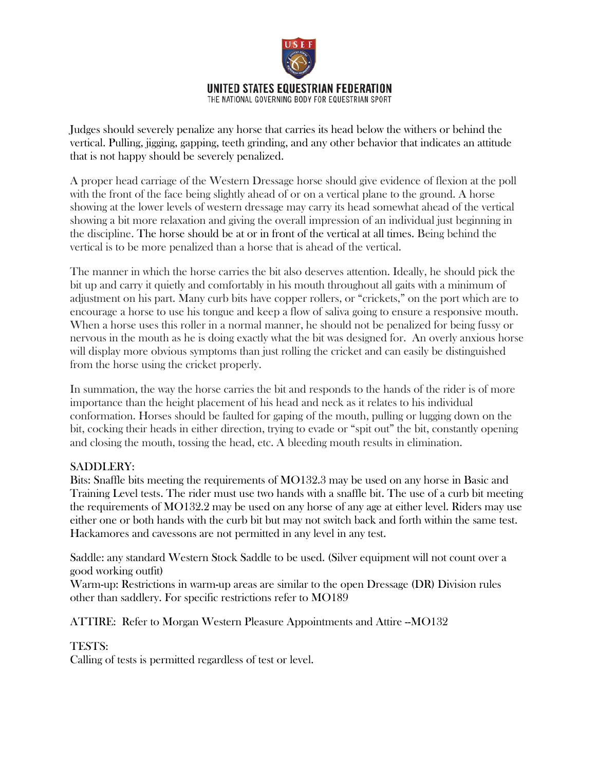Judges should severely penalize any horse that carries its head below the withers or behind the vertical. Pulling, jigging, gapping, teeth grinding, and any other behavior that indicates an attitude that is not happy should be severely penalized.

A proper head carriage of the Western Dressage horse should give evidence of flexion at the poll with the front of the face being slightly ahead of or on a vertical plane to the ground. A horse showing at the lower levels of western dressage may carry its head somewhat ahead of the vertical showing a bit more relaxation and giving the overall impression of an individual just beginning in the discipline. The horse should be at or in front of the vertical at all times. Being behind the vertical is to be more penalized than a horse that is ahead of the vertical.

The manner in which the horse carries the bit also deserves attention. Ideally, he should pick the bit up and carry it quietly and comfortably in his mouth throughout all gaits with a minimum of adjustment on his part. Many curb bits have copper rollers, or "crickets," on the port which are to encourage a horse to use his tongue and keep a flow of saliva going to ensure a responsive mouth. When a horse uses this roller in a normal manner, he should not be penalized for being fussy or nervous in the mouth as he is doing exactly what the bit was designed for. An overly anxious horse will display more obvious symptoms than just rolling the cricket and can easily be distinguished from the horse using the cricket properly.

In summation, the way the horse carries the bit and responds to the hands of the rider is of more importance than the height placement of his head and neck as it relates to his individual conformation. Horses should be faulted for gaping of the mouth, pulling or lugging down on the bit, cocking their heads in either direction, trying to evade or "spit out" the bit, constantly opening and closing the mouth, tossing the head, etc. A bleeding mouth results in elimination.

SADDLERY:

Bits: Snaffle bits meeting the requirements of MO132.3 may be used on any horse in Basic and Training Level tests. The rider must use two hands with a snaffle bit. The use of a curb bit meeting the requirements of MO132.2 may be used on any horse of any age at either level. Riders may use either one or both hands with the curb bit but may not switch back and forth within the same test. Hackamores and cavessons are not permitted in any level in any test.

Saddle: any standard Western Stock Saddle to be used. (Silver equipment will not count over a good working outfit)

Warm-up: Restrictions in warm-up areas are similar to the open Dressage (DR) Division rules other than saddlery. For specific restrictions refer to MO189

ATTIRE: Refer to Morgan Western Pleasure Appointments and Attire --MO132

TESTS:

Calling of tests is permitted regardless of test or level.